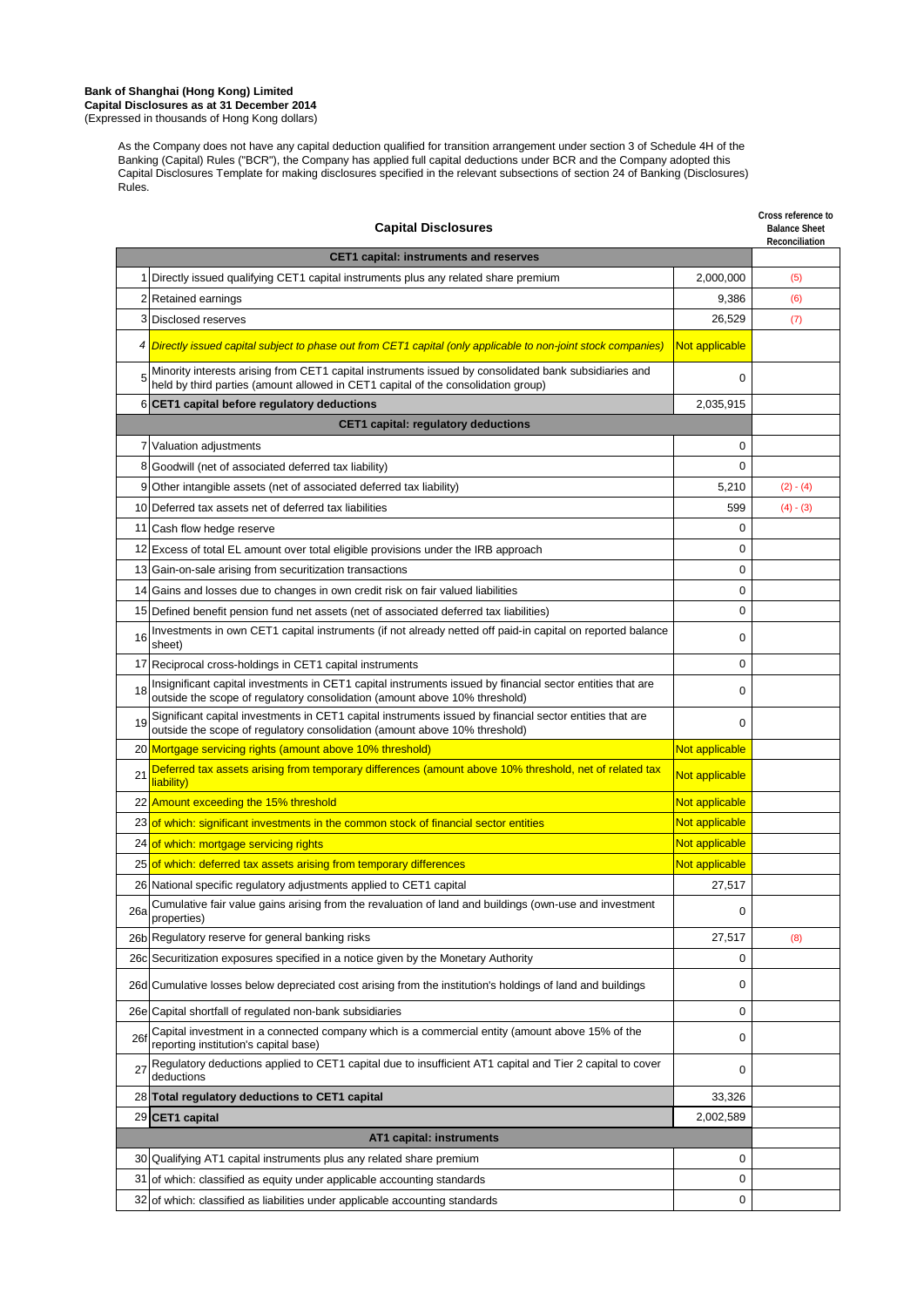**Bank of Shanghai (Hong Kong) Limited**
**Capital Disclosures as at 31 December 2014**
(Expressed in thousands of Hong Kong dollars)

As the Company does not have any capital deduction qualified for transition arrangement under section 3 of Schedule 4H of the Banking (Capital) Rules ("BCR"), the Company has applied full capital deductions under BCR and the Company adopted this Capital Disclosures Template for making disclosures specified in the relevant subsections of section 24 of Banking (Disclosures) Rules.

| | Capital Disclosures | | Cross reference to Balance Sheet Reconciliation |
|---|---|---|---|
| | **CET1 capital: instruments and reserves** | | |
| 1 | Directly issued qualifying CET1 capital instruments plus any related share premium | 2,000,000 | (5) |
| 2 | Retained earnings | 9,386 | (6) |
| 3 | Disclosed reserves | 26,529 | (7) |
| *4* | *Directly issued capital subject to phase out from CET1 capital (only applicable to non-joint stock companies)* | Not applicable | |
| 5 | Minority interests arising from CET1 capital instruments issued by consolidated bank subsidiaries and held by third parties (amount allowed in CET1 capital of the consolidation group) | 0 | |
| 6 | **CET1 capital before regulatory deductions** | 2,035,915 | |
| | **CET1 capital: regulatory deductions** | | |
| 7 | Valuation adjustments | 0 | |
| 8 | Goodwill (net of associated deferred tax liability) | 0 | |
| 9 | Other intangible assets (net of associated deferred tax liability) | 5,210 | (2) - (4) |
| 10 | Deferred tax assets net of deferred tax liabilities | 599 | (4) - (3) |
| 11 | Cash flow hedge reserve | 0 | |
| 12 | Excess of total EL amount over total eligible provisions under the IRB approach | 0 | |
| 13 | Gain-on-sale arising from securitization transactions | 0 | |
| 14 | Gains and losses due to changes in own credit risk on fair valued liabilities | 0 | |
| 15 | Defined benefit pension fund net assets (net of associated deferred tax liabilities) | 0 | |
| 16 | Investments in own CET1 capital instruments (if not already netted off paid-in capital on reported balance sheet) | 0 | |
| 17 | Reciprocal cross-holdings in CET1 capital instruments | 0 | |
| 18 | Insignificant capital investments in CET1 capital instruments issued by financial sector entities that are outside the scope of regulatory consolidation (amount above 10% threshold) | 0 | |
| 19 | Significant capital investments in CET1 capital instruments issued by financial sector entities that are outside the scope of regulatory consolidation (amount above 10% threshold) | 0 | |
| 20 | Mortgage servicing rights (amount above 10% threshold) | Not applicable | |
| 21 | Deferred tax assets arising from temporary differences (amount above 10% threshold, net of related tax liability) | Not applicable | |
| 22 | Amount exceeding the 15% threshold | Not applicable | |
| 23 | of which: significant investments in the common stock of financial sector entities | Not applicable | |
| 24 | of which: mortgage servicing rights | Not applicable | |
| 25 | of which: deferred tax assets arising from temporary differences | Not applicable | |
| 26 | National specific regulatory adjustments applied to CET1 capital | 27,517 | |
| 26a | Cumulative fair value gains arising from the revaluation of land and buildings (own-use and investment properties) | 0 | |
| 26b | Regulatory reserve for general banking risks | 27,517 | (8) |
| 26c | Securitization exposures specified in a notice given by the Monetary Authority | 0 | |
| 26d | Cumulative losses below depreciated cost arising from the institution's holdings of land and buildings | 0 | |
| 26e | Capital shortfall of regulated non-bank subsidiaries | 0 | |
| 26f | Capital investment in a connected company which is a commercial entity (amount above 15% of the reporting institution's capital base) | 0 | |
| 27 | Regulatory deductions applied to CET1 capital due to insufficient AT1 capital and Tier 2 capital to cover deductions | 0 | |
| 28 | **Total regulatory deductions to CET1 capital** | 33,326 | |
| 29 | **CET1 capital** | 2,002,589 | |
| | **AT1 capital: instruments** | | |
| 30 | Qualifying AT1 capital instruments plus any related share premium | 0 | |
| 31 | of which: classified as equity under applicable accounting standards | 0 | |
| 32 | of which: classified as liabilities under applicable accounting standards | 0 | |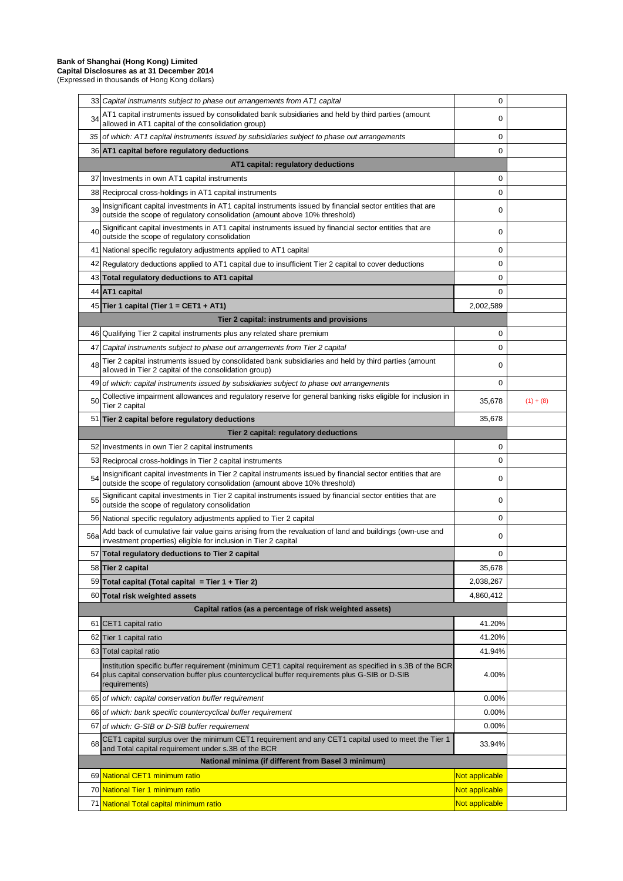**Bank of Shanghai (Hong Kong) Limited**
**Capital Disclosures as at 31 December 2014**
(Expressed in thousands of Hong Kong dollars)

| | | | |
|---|---|---|---|
| 33 | *Capital instruments subject to phase out arrangements from AT1 capital* | 0 | |
| 34 | AT1 capital instruments issued by consolidated bank subsidiaries and held by third parties (amount allowed in AT1 capital of the consolidation group) | 0 | |
| 35 | *of which: AT1 capital instruments issued by subsidiaries subject to phase out arrangements* | 0 | |
| 36 | **AT1 capital before regulatory deductions** | 0 | |
| | **AT1 capital: regulatory deductions** | | |
| 37 | Investments in own AT1 capital instruments | 0 | |
| 38 | Reciprocal cross-holdings in AT1 capital instruments | 0 | |
| 39 | Insignificant capital investments in AT1 capital instruments issued by financial sector entities that are outside the scope of regulatory consolidation (amount above 10% threshold) | 0 | |
| 40 | Significant capital investments in AT1 capital instruments issued by financial sector entities that are outside the scope of regulatory consolidation | 0 | |
| 41 | National specific regulatory adjustments applied to AT1 capital | 0 | |
| 42 | Regulatory deductions applied to AT1 capital due to insufficient Tier 2 capital to cover deductions | 0 | |
| 43 | **Total regulatory deductions to AT1 capital** | 0 | |
| 44 | **AT1 capital** | 0 | |
| 45 | **Tier 1 capital (Tier 1 = CET1 + AT1)** | 2,002,589 | |
| | **Tier 2 capital: instruments and provisions** | | |
| 46 | Qualifying Tier 2 capital instruments plus any related share premium | 0 | |
| 47 | *Capital instruments subject to phase out arrangements from Tier 2 capital* | 0 | |
| 48 | Tier 2 capital instruments issued by consolidated bank subsidiaries and held by third parties (amount allowed in Tier 2 capital of the consolidation group) | 0 | |
| 49 | *of which: capital instruments issued by subsidiaries subject to phase out arrangements* | 0 | |
| 50 | Collective impairment allowances and regulatory reserve for general banking risks eligible for inclusion in Tier 2 capital | 35,678 | (1) + (8) |
| 51 | **Tier 2 capital before regulatory deductions** | 35,678 | |
| | **Tier 2 capital: regulatory deductions** | | |
| 52 | Investments in own Tier 2 capital instruments | 0 | |
| 53 | Reciprocal cross-holdings in Tier 2 capital instruments | 0 | |
| 54 | Insignificant capital investments in Tier 2 capital instruments issued by financial sector entities that are outside the scope of regulatory consolidation (amount above 10% threshold) | 0 | |
| 55 | Significant capital investments in Tier 2 capital instruments issued by financial sector entities that are outside the scope of regulatory consolidation | 0 | |
| 56 | National specific regulatory adjustments applied to Tier 2 capital | 0 | |
| 56a | Add back of cumulative fair value gains arising from the revaluation of land and buildings (own-use and investment properties) eligible for inclusion in Tier 2 capital | 0 | |
| 57 | **Total regulatory deductions to Tier 2 capital** | 0 | |
| 58 | **Tier 2 capital** | 35,678 | |
| 59 | **Total capital (Total capital = Tier 1 + Tier 2)** | 2,038,267 | |
| 60 | **Total risk weighted assets** | 4,860,412 | |
| | **Capital ratios (as a percentage of risk weighted assets)** | | |
| 61 | CET1 capital ratio | 41.20% | |
| 62 | Tier 1 capital ratio | 41.20% | |
| 63 | Total capital ratio | 41.94% | |
| 64 | Institution specific buffer requirement (minimum CET1 capital requirement as specified in s.3B of the BCR plus capital conservation buffer plus countercyclical buffer requirements plus G-SIB or D-SIB requirements) | 4.00% | |
| 65 | *of which: capital conservation buffer requirement* | 0.00% | |
| 66 | *of which: bank specific countercyclical buffer requirement* | 0.00% | |
| 67 | *of which: G-SIB or D-SIB buffer requirement* | 0.00% | |
| 68 | CET1 capital surplus over the minimum CET1 requirement and any CET1 capital used to meet the Tier 1 and Total capital requirement under s.3B of the BCR | 33.94% | |
| | **National minima (if different from Basel 3 minimum)** | | |
| 69 | National CET1 minimum ratio | Not applicable | |
| 70 | National Tier 1 minimum ratio | Not applicable | |
| 71 | National Total capital minimum ratio | Not applicable | |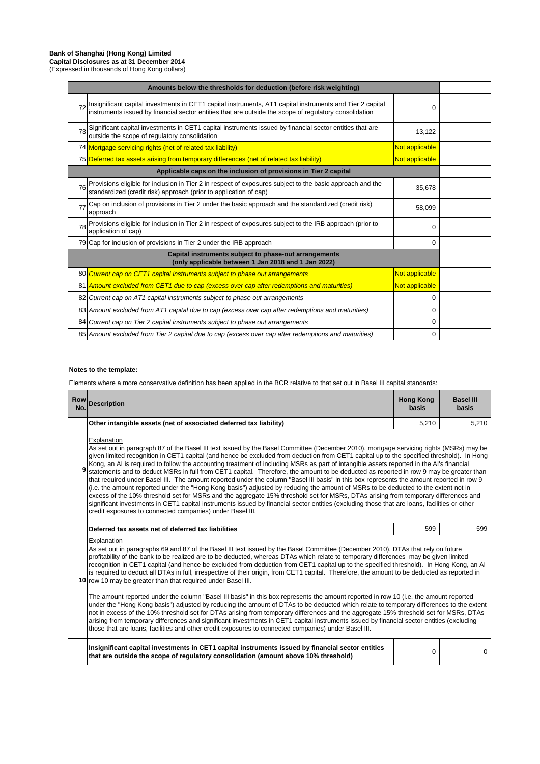**Bank of Shanghai (Hong Kong) Limited**
**Capital Disclosures as at 31 December 2014**
(Expressed in thousands of Hong Kong dollars)

| | | | |
|---|---|---|---|
| | **Amounts below the thresholds for deduction (before risk weighting)** | | |
| 72 | Insignificant capital investments in CET1 capital instruments, AT1 capital instruments and Tier 2 capital instruments issued by financial sector entities that are outside the scope of regulatory consolidation | 0 | |
| 73 | Significant capital investments in CET1 capital instruments issued by financial sector entities that are outside the scope of regulatory consolidation | 13,122 | |
| 74 | Mortgage servicing rights (net of related tax liability) | Not applicable | |
| 75 | Deferred tax assets arising from temporary differences (net of related tax liability) | Not applicable | |
| | **Applicable caps on the inclusion of provisions in Tier 2 capital** | | |
| 76 | Provisions eligible for inclusion in Tier 2 in respect of exposures subject to the basic approach and the standardized (credit risk) approach (prior to application of cap) | 35,678 | |
| 77 | Cap on inclusion of provisions in Tier 2 under the basic approach and the standardized (credit risk) approach | 58,099 | |
| 78 | Provisions eligible for inclusion in Tier 2 in respect of exposures subject to the IRB approach (prior to application of cap) | 0 | |
| 79 | Cap for inclusion of provisions in Tier 2 under the IRB approach | 0 | |
| | **Capital instruments subject to phase-out arrangements (only applicable between 1 Jan 2018 and 1 Jan 2022)** | | |
| 80 | *Current cap on CET1 capital instruments subject to phase out arrangements* | Not applicable | |
| 81 | *Amount excluded from CET1 due to cap (excess over cap after redemptions and maturities)* | Not applicable | |
| 82 | *Current cap on AT1 capital instruments subject to phase out arrangements* | 0 | |
| 83 | *Amount excluded from AT1 capital due to cap (excess over cap after redemptions and maturities)* | 0 | |
| 84 | *Current cap on Tier 2 capital instruments subject to phase out arrangements* | 0 | |
| 85 | *Amount excluded from Tier 2 capital due to cap (excess over cap after redemptions and maturities)* | 0 | |

**Notes to the template:**

Elements where a more conservative definition has been applied in the BCR relative to that set out in Basel III capital standards:

| Row No. | Description | Hong Kong basis | Basel III basis |
|---|---|---|---|
| 9 | **Other intangible assets (net of associated deferred tax liability)** | 5,210 | 5,210 |
| | Explanation<br>As set out in paragraph 87 of the Basel III text issued by the Basel Committee (December 2010), mortgage servicing rights (MSRs) may be given limited recognition in CET1 capital (and hence be excluded from deduction from CET1 capital up to the specified threshold). In Hong Kong, an AI is required to follow the accounting treatment of including MSRs as part of intangible assets reported in the AI's financial statements and to deduct MSRs in full from CET1 capital. Therefore, the amount to be deducted as reported in row 9 may be greater than that required under Basel III. The amount reported under the column "Basel III basis" in this box represents the amount reported in row 9 (i.e. the amount reported under the "Hong Kong basis") adjusted by reducing the amount of MSRs to be deducted to the extent not in excess of the 10% threshold set for MSRs and the aggregate 15% threshold set for MSRs, DTAs arising from temporary differences and significant investments in CET1 capital instruments issued by financial sector entities (excluding those that are loans, facilities or other credit exposures to connected companies) under Basel III. | | |
| 10 | **Deferred tax assets net of deferred tax liabilities** | 599 | 599 |
| | Explanation<br>As set out in paragraphs 69 and 87 of the Basel III text issued by the Basel Committee (December 2010), DTAs that rely on future profitability of the bank to be realized are to be deducted, whereas DTAs which relate to temporary differences may be given limited recognition in CET1 capital (and hence be excluded from deduction from CET1 capital up to the specified threshold). In Hong Kong, an AI is required to deduct all DTAs in full, irrespective of their origin, from CET1 capital. Therefore, the amount to be deducted as reported in row 10 may be greater than that required under Basel III.<br><br>The amount reported under the column "Basel III basis" in this box represents the amount reported in row 10 (i.e. the amount reported under the "Hong Kong basis") adjusted by reducing the amount of DTAs to be deducted which relate to temporary differences to the extent not in excess of the 10% threshold set for DTAs arising from temporary differences and the aggregate 15% threshold set for MSRs, DTAs arising from temporary differences and significant investments in CET1 capital instruments issued by financial sector entities (excluding those that are loans, facilities and other credit exposures to connected companies) under Basel III. | | |
| | **Insignificant capital investments in CET1 capital instruments issued by financial sector entities that are outside the scope of regulatory consolidation (amount above 10% threshold)** | 0 | 0 |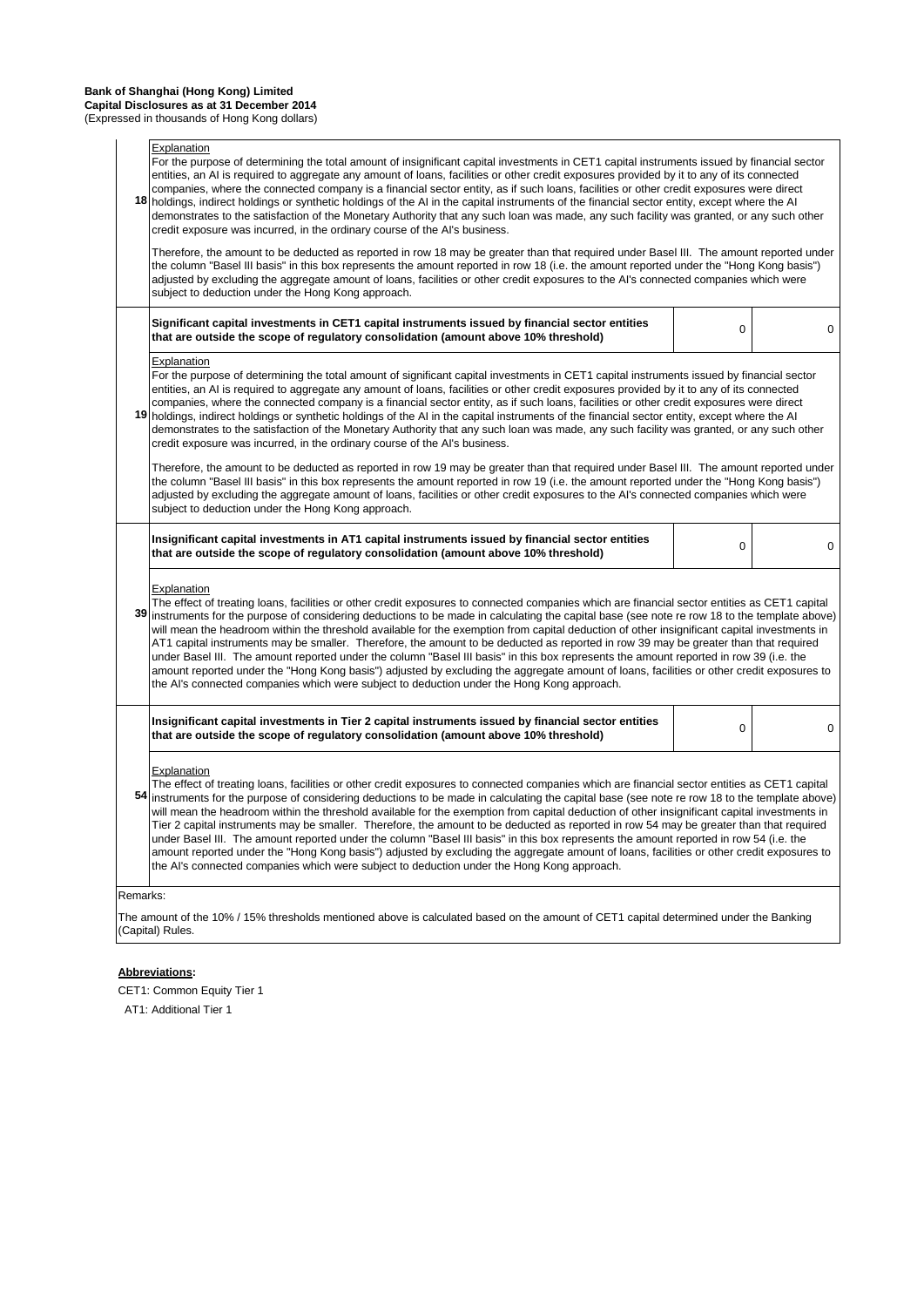**Bank of Shanghai (Hong Kong) Limited**
**Capital Disclosures as at 31 December 2014**
(Expressed in thousands of Hong Kong dollars)

| | | | |
|---|---|---|---|
| 18 | Explanation<br>For the purpose of determining the total amount of insignificant capital investments in CET1 capital instruments issued by financial sector entities, an AI is required to aggregate any amount of loans, facilities or other credit exposures provided by it to any of its connected companies, where the connected company is a financial sector entity, as if such loans, facilities or other credit exposures were direct holdings, indirect holdings or synthetic holdings of the AI in the capital instruments of the financial sector entity, except where the AI demonstrates to the satisfaction of the Monetary Authority that any such loan was made, any such facility was granted, or any such other credit exposure was incurred, in the ordinary course of the AI's business.<br><br>Therefore, the amount to be deducted as reported in row 18 may be greater than that required under Basel III. The amount reported under the column "Basel III basis" in this box represents the amount reported in row 18 (i.e. the amount reported under the "Hong Kong basis") adjusted by excluding the aggregate amount of loans, facilities or other credit exposures to the AI's connected companies which were subject to deduction under the Hong Kong approach. | | |
| | **Significant capital investments in CET1 capital instruments issued by financial sector entities that are outside the scope of regulatory consolidation (amount above 10% threshold)** | 0 | 0 |
| 19 | Explanation<br>For the purpose of determining the total amount of significant capital investments in CET1 capital instruments issued by financial sector entities, an AI is required to aggregate any amount of loans, facilities or other credit exposures provided by it to any of its connected companies, where the connected company is a financial sector entity, as if such loans, facilities or other credit exposures were direct holdings, indirect holdings or synthetic holdings of the AI in the capital instruments of the financial sector entity, except where the AI demonstrates to the satisfaction of the Monetary Authority that any such loan was made, any such facility was granted, or any such other credit exposure was incurred, in the ordinary course of the AI's business.<br><br>Therefore, the amount to be deducted as reported in row 19 may be greater than that required under Basel III. The amount reported under the column "Basel III basis" in this box represents the amount reported in row 19 (i.e. the amount reported under the "Hong Kong basis") adjusted by excluding the aggregate amount of loans, facilities or other credit exposures to the AI's connected companies which were subject to deduction under the Hong Kong approach. | | |
| | **Insignificant capital investments in AT1 capital instruments issued by financial sector entities that are outside the scope of regulatory consolidation (amount above 10% threshold)** | 0 | 0 |
| 39 | Explanation<br>The effect of treating loans, facilities or other credit exposures to connected companies which are financial sector entities as CET1 capital instruments for the purpose of considering deductions to be made in calculating the capital base (see note re row 18 to the template above) will mean the headroom within the threshold available for the exemption from capital deduction of other insignificant capital investments in AT1 capital instruments may be smaller. Therefore, the amount to be deducted as reported in row 39 may be greater than that required under Basel III. The amount reported under the column "Basel III basis" in this box represents the amount reported in row 39 (i.e. the amount reported under the "Hong Kong basis") adjusted by excluding the aggregate amount of loans, facilities or other credit exposures to the AI's connected companies which were subject to deduction under the Hong Kong approach. | | |
| | **Insignificant capital investments in Tier 2 capital instruments issued by financial sector entities that are outside the scope of regulatory consolidation (amount above 10% threshold)** | 0 | 0 |
| 54 | Explanation<br>The effect of treating loans, facilities or other credit exposures to connected companies which are financial sector entities as CET1 capital instruments for the purpose of considering deductions to be made in calculating the capital base (see note re row 18 to the template above) will mean the headroom within the threshold available for the exemption from capital deduction of other insignificant capital investments in Tier 2 capital instruments may be smaller. Therefore, the amount to be deducted as reported in row 54 may be greater than that required under Basel III. The amount reported under the column "Basel III basis" in this box represents the amount reported in row 54 (i.e. the amount reported under the "Hong Kong basis") adjusted by excluding the aggregate amount of loans, facilities or other credit exposures to the AI's connected companies which were subject to deduction under the Hong Kong approach. | | |

Remarks:

The amount of the 10% / 15% thresholds mentioned above is calculated based on the amount of CET1 capital determined under the Banking (Capital) Rules.

**Abbreviations:**

CET1: Common Equity Tier 1

AT1: Additional Tier 1